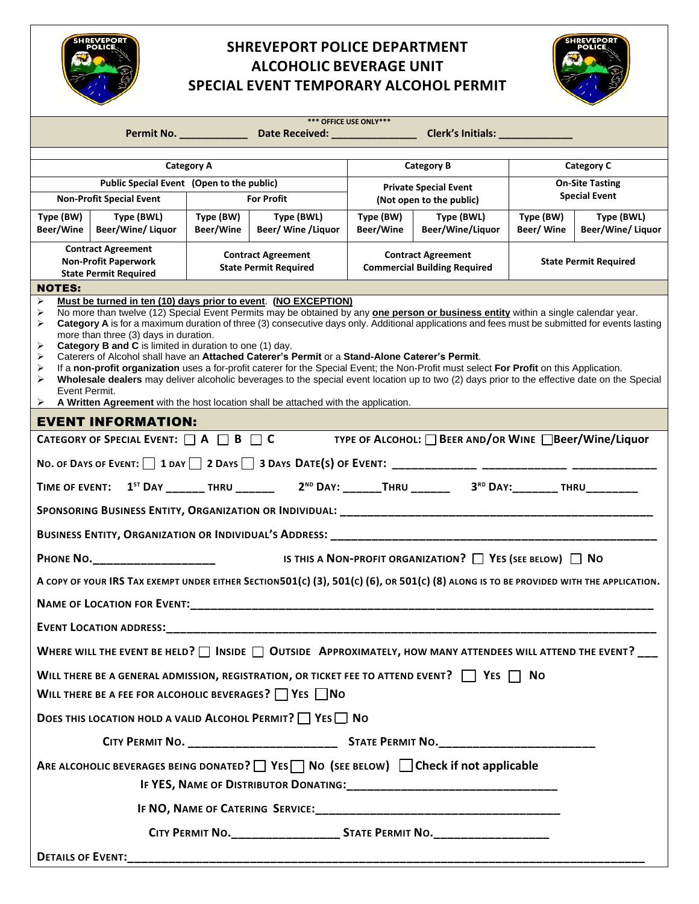# SHREVEPORT POLICE DEPARTMENT
# ALCOHOLIC BEVERAGE UNIT
# SPECIAL EVENT TEMPORARY ALCOHOL PERMIT

*** OFFICE USE ONLY***

**Permit No. ___________ Date Received: ______________ Clerk's Initials: ____________**

| Category A | | | | Category B | | Category C | |
|---|---|---|---|---|---|---|---|
| Public Special Event (Open to the public) | | | | Private Special Event (Not open to the public) | | On-Site Tasting Special Event | |
| Non-Profit Special Event | | For Profit | | | | | |
| Type (BW) Beer/Wine | Type (BWL) Beer/Wine/ Liquor | Type (BW) Beer/Wine | Type (BWL) Beer/ Wine /Liquor | Type (BW) Beer/Wine | Type (BWL) Beer/Wine/Liquor | Type (BW) Beer/ Wine | Type (BWL) Beer/Wine/ Liquor |
| Contract Agreement Non-Profit Paperwork State Permit Required | | Contract Agreement State Permit Required | | Contract Agreement Commercial Building Required | | State Permit Required | |

## NOTES:

- **Must be turned in ten (10) days prior to event. (NO EXCEPTION)**
- No more than twelve (12) Special Event Permits may be obtained by any **one person or business entity** within a single calendar year.
- **Category A** is for a maximum duration of three (3) consecutive days only. Additional applications and fees must be submitted for events lasting more than three (3) days in duration.
- **Category B and C** is limited in duration to one (1) day.
- Caterers of Alcohol shall have an **Attached Caterer's Permit** or a **Stand-Alone Caterer's Permit**.
- If a **non-profit organization** uses a for-profit caterer for the Special Event; the Non-Profit must select **For Profit** on this Application.
- **Wholesale dealers** may deliver alcoholic beverages to the special event location up to two (2) days prior to the effective date on the Special Event Permit.
- **A Written Agreement** with the host location shall be attached with the application.

## EVENT INFORMATION:

CATEGORY OF SPECIAL EVENT: ☐ A ☐ B ☐ C TYPE OF ALCOHOL: ☐ BEER AND/OR WINE ☐ Beer/Wine/Liquor

NO. OF DAYS OF EVENT: ☐ 1 DAY ☐ 2 DAYS ☐ 3 DAYS DATE(S) OF EVENT: _____________ _____________ _____________

TIME OF EVENT: 1ST DAY ______ THRU ______ 2ND DAY: ______THRU ______ 3RD DAY:_______ THRU________

SPONSORING BUSINESS ENTITY, ORGANIZATION OR INDIVIDUAL: ________________________________________________

BUSINESS ENTITY, ORGANIZATION OR INDIVIDUAL'S ADDRESS: ________________________________________________

PHONE NO.__________________ IS THIS A NON-PROFIT ORGANIZATION? ☐ YES (SEE BELOW) ☐ NO

A COPY OF YOUR IRS TAX EXEMPT UNDER EITHER SECTION501(C) (3), 501(C) (6), OR 501(C) (8) ALONG IS TO BE PROVIDED WITH THE APPLICATION.

NAME OF LOCATION FOR EVENT:________________________________________________________________

EVENT LOCATION ADDRESS:__________________________________________________________________

WHERE WILL THE EVENT BE HELD? ☐ INSIDE ☐ OUTSIDE APPROXIMATELY, HOW MANY ATTENDEES WILL ATTEND THE EVENT? ___

WILL THERE BE A GENERAL ADMISSION, REGISTRATION, OR TICKET FEE TO ATTEND EVENT? ☐ YES ☐ NO

WILL THERE BE A FEE FOR ALCOHOLIC BEVERAGES? ☐ YES ☐ NO

DOES THIS LOCATION HOLD A VALID ALCOHOL PERMIT? ☐ YES ☐ NO

CITY PERMIT NO. ______________________ STATE PERMIT NO.______________________

ARE ALCOHOLIC BEVERAGES BEING DONATED? ☐ YES ☐ NO (SEE BELOW) ☐ Check if not applicable

IF YES, NAME OF DISTRIBUTOR DONATING:______________________________

IF NO, NAME OF CATERING SERVICE:____________________________________

CITY PERMIT NO.________________ STATE PERMIT NO.________________

DETAILS OF EVENT:__________________________________________________________________________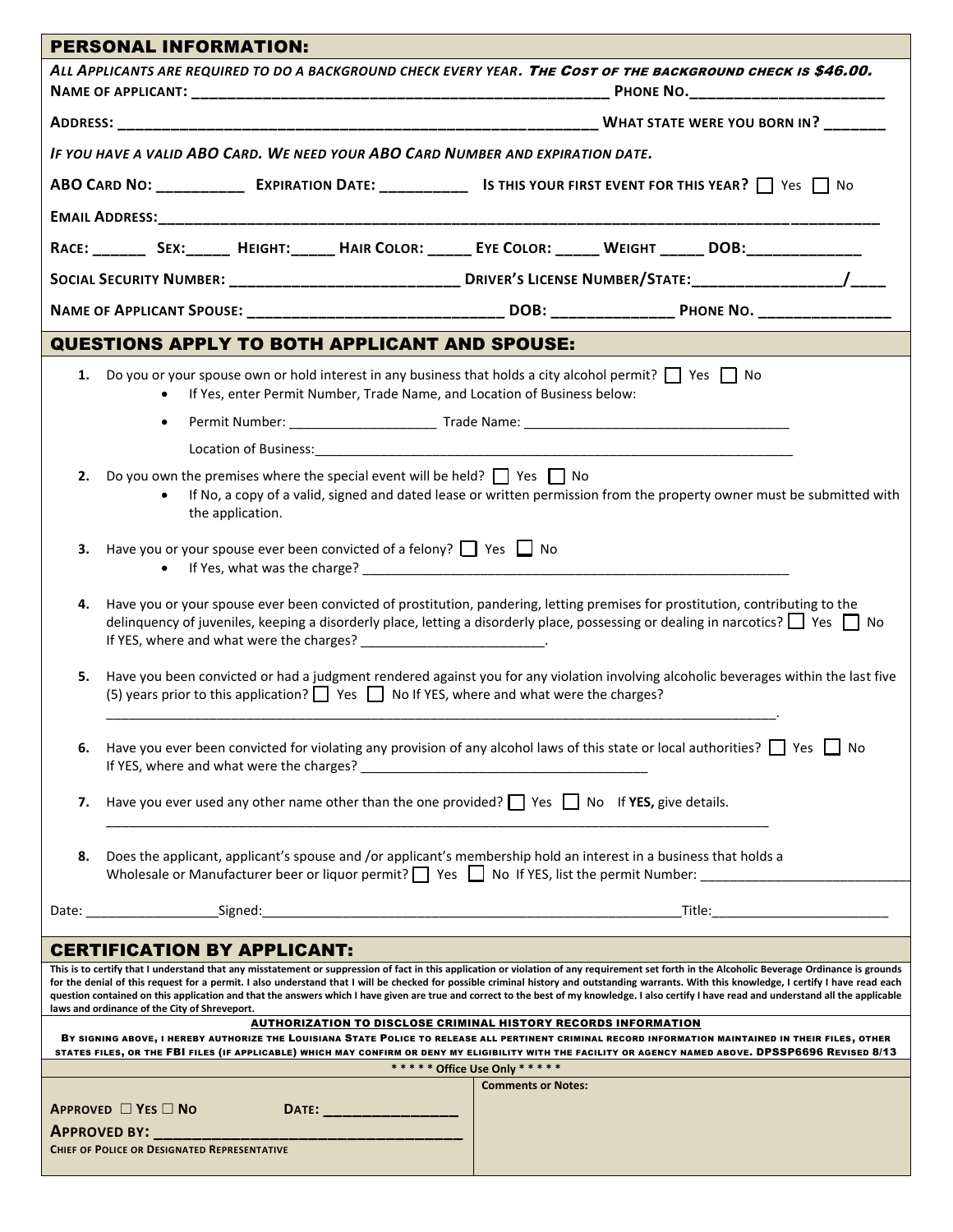## PERSONAL INFORMATION:

***All Applicants are required to do a background check every year. The Cost of the background check is $46.00.***

**Name of applicant:** ______________________________________________ **Phone No.**______________________

**Address:** ____________________________________________________ **What state were you born in?** _______

*If you have a valid ABO Card. We need your ABO Card Number and expiration date.*

**ABO Card No:** __________ **Expiration Date:** __________ **Is this your first event for this year?** ☐ Yes ☐ No

**Email Address:**___________________________________________________________________________________

**Race:** ______ **Sex:**_____ **Height:**_____ **Hair Color:** _____ **Eye Color:** _____ **Weight** _____ **DOB:**____________

**Social Security Number:** __________________________ **Driver's License Number/State:**________________/____

**Name of Applicant Spouse:** ____________________________ **DOB:** _____________ **Phone No.** _______________

## QUESTIONS APPLY TO BOTH APPLICANT AND SPOUSE:

1. Do you or your spouse own or hold interest in any business that holds a city alcohol permit? ☐ Yes ☐ No
   - If Yes, enter Permit Number, Trade Name, and Location of Business below:
   - Permit Number: ___________________ Trade Name: ___________________________________

     Location of Business:_________________________________________________________________

2. Do you own the premises where the special event will be held? ☐ Yes ☐ No
   - If No, a copy of a valid, signed and dated lease or written permission from the property owner must be submitted with the application.

3. Have you or your spouse ever been convicted of a felony? ☐ Yes ☐ No
   - If Yes, what was the charge? _________________________________________________________

4. Have you or your spouse ever been convicted of prostitution, pandering, letting premises for prostitution, contributing to the delinquency of juveniles, keeping a disorderly place, letting a disorderly place, possessing or dealing in narcotics? ☐ Yes ☐ No
   If YES, where and what were the charges? ________________________.

5. Have you been convicted or had a judgment rendered against you for any violation involving alcoholic beverages within the last five (5) years prior to this application? ☐ Yes ☐ No If YES, where and what were the charges?
   _____________________________________________________________________________________.

6. Have you ever been convicted for violating any provision of any alcohol laws of this state or local authorities? ☐ Yes ☐ No
   If YES, where and what were the charges? ______________________________________

7. Have you ever used any other name other than the one provided? ☐ Yes ☐ No If **YES,** give details.
   _____________________________________________________________________________________

8. Does the applicant, applicant's spouse and /or applicant's membership hold an interest in a business that holds a Wholesale or Manufacturer beer or liquor permit? ☐ Yes ☐ No If YES, list the permit Number: ____________________________

Date: _________________Signed:___________________________________________________________Title:________________________

## CERTIFICATION BY APPLICANT:

This is to certify that I understand that any misstatement or suppression of fact in this application or violation of any requirement set forth in the Alcoholic Beverage Ordinance is grounds for the denial of this request for a permit. I also understand that I will be checked for possible criminal history and outstanding warrants. With this knowledge, I certify I have read each question contained on this application and that the answers which I have given are true and correct to the best of my knowledge. I also certify I have read and understand all the applicable laws and ordinance of the City of Shreveport.

**AUTHORIZATION TO DISCLOSE CRIMINAL HISTORY RECORDS INFORMATION**

**By signing above, I hereby authorize the Louisiana State Police to release all pertinent criminal record information maintained in their files, other states files, or the FBI files (if applicable) which may confirm or deny my eligibility with the facility or agency named above. DPSSP6696 Revised 8/13**

\* \* \* \* \* Office Use Only \* \* \* \* \*

| | |
|---|---|
| **Approved** ☐ **Yes** ☐ **No** **Date:** _______________<br>**Approved by:** __________________________________<br>**Chief of Police or Designated Representative** | **Comments or Notes:** |